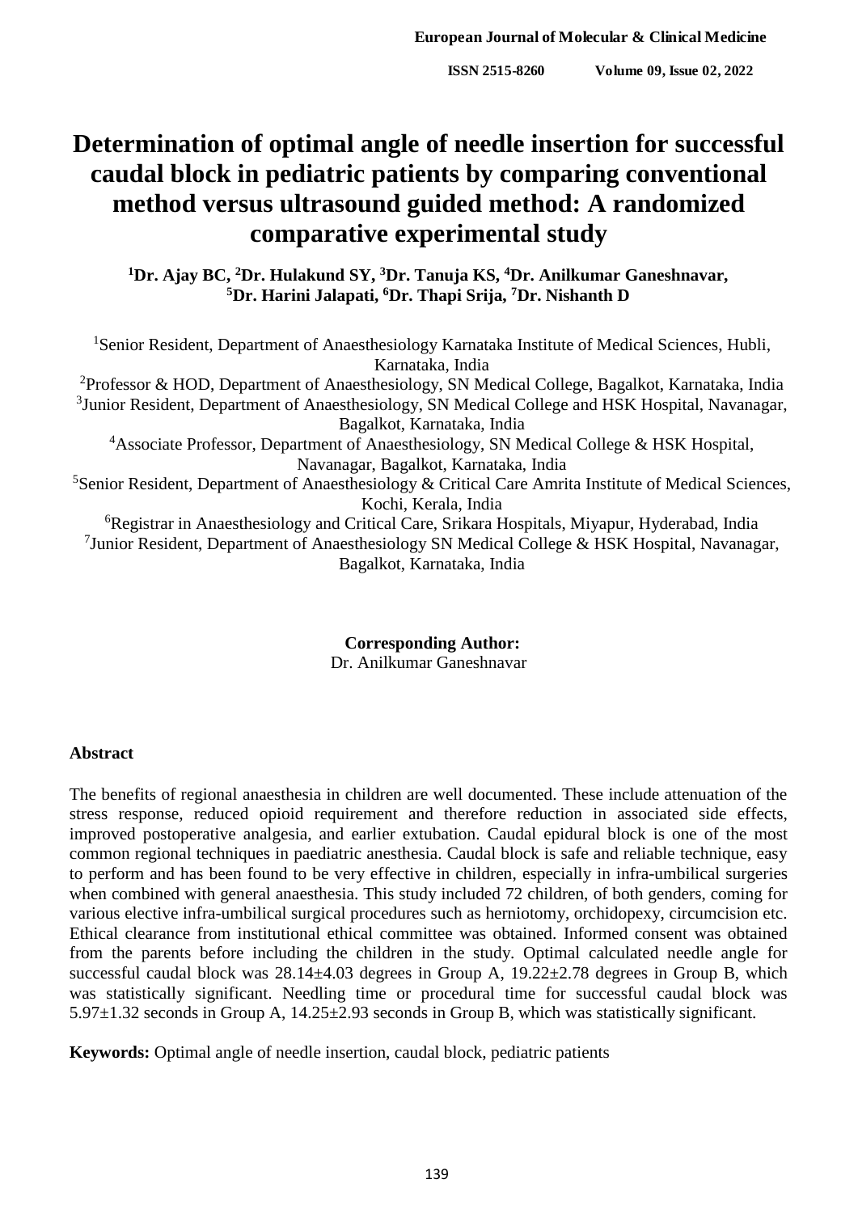# Determination of optimal angle of needle insertion for successful caudal block in pediatric patients by comparing conventional method versus ultrasound guided method: A randomized comparative experimental study

**[1]Dr. Ajay BC, [2]Dr. Hulakund SY, [3]Dr. Tanuja KS, [4]Dr. Anilkumar Ganeshnavar, [5]Dr. Harini Jalapati, [6]Dr. Thapi Srija, [7]Dr. Nishanth D**

[1]Senior Resident, Department of Anaesthesiology Karnataka Institute of Medical Sciences, Hubli, Karnataka, India

[2]Professor & HOD, Department of Anaesthesiology, SN Medical College, Bagalkot, Karnataka, India

[3]Junior Resident, Department of Anaesthesiology, SN Medical College and HSK Hospital, Navanagar, Bagalkot, Karnataka, India

[4]Associate Professor, Department of Anaesthesiology, SN Medical College & HSK Hospital, Navanagar, Bagalkot, Karnataka, India

[5]Senior Resident, Department of Anaesthesiology & Critical Care Amrita Institute of Medical Sciences, Kochi, Kerala, India

[6]Registrar in Anaesthesiology and Critical Care, Srikara Hospitals, Miyapur, Hyderabad, India

[7]Junior Resident, Department of Anaesthesiology SN Medical College & HSK Hospital, Navanagar, Bagalkot, Karnataka, India

**Corresponding Author:**
Dr. Anilkumar Ganeshnavar

## Abstract

The benefits of regional anaesthesia in children are well documented. These include attenuation of the stress response, reduced opioid requirement and therefore reduction in associated side effects, improved postoperative analgesia, and earlier extubation. Caudal epidural block is one of the most common regional techniques in paediatric anesthesia. Caudal block is safe and reliable technique, easy to perform and has been found to be very effective in children, especially in infra-umbilical surgeries when combined with general anaesthesia. This study included 72 children, of both genders, coming for various elective infra-umbilical surgical procedures such as herniotomy, orchidopexy, circumcision etc. Ethical clearance from institutional ethical committee was obtained. Informed consent was obtained from the parents before including the children in the study. Optimal calculated needle angle for successful caudal block was 28.14±4.03 degrees in Group A, 19.22±2.78 degrees in Group B, which was statistically significant. Needling time or procedural time for successful caudal block was 5.97±1.32 seconds in Group A, 14.25±2.93 seconds in Group B, which was statistically significant.

**Keywords:** Optimal angle of needle insertion, caudal block, pediatric patients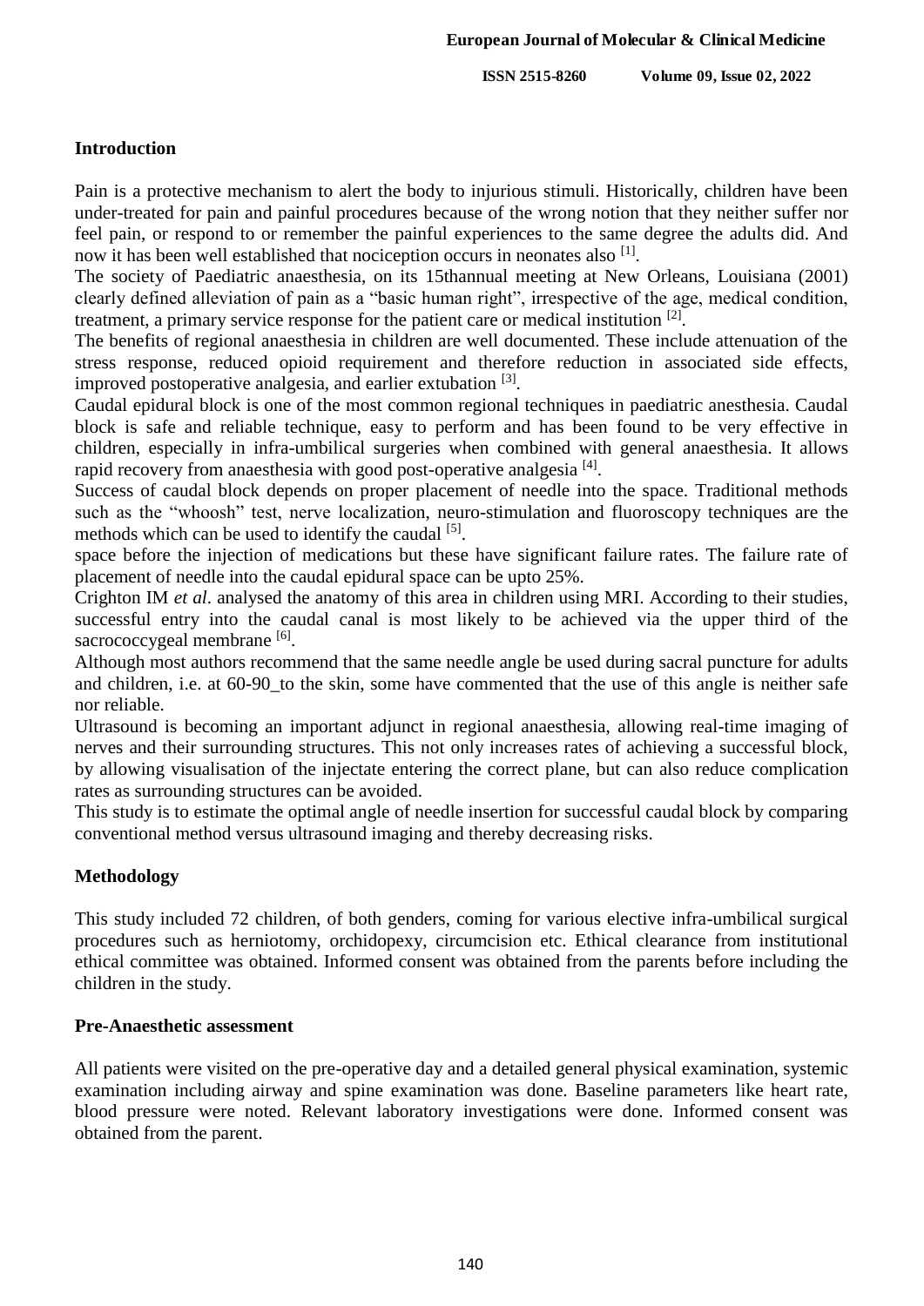## Introduction

Pain is a protective mechanism to alert the body to injurious stimuli. Historically, children have been under-treated for pain and painful procedures because of the wrong notion that they neither suffer nor feel pain, or respond to or remember the painful experiences to the same degree the adults did. And now it has been well established that nociception occurs in neonates also [1].

The society of Paediatric anaesthesia, on its 15thannual meeting at New Orleans, Louisiana (2001) clearly defined alleviation of pain as a "basic human right", irrespective of the age, medical condition, treatment, a primary service response for the patient care or medical institution [2].

The benefits of regional anaesthesia in children are well documented. These include attenuation of the stress response, reduced opioid requirement and therefore reduction in associated side effects, improved postoperative analgesia, and earlier extubation [3].

Caudal epidural block is one of the most common regional techniques in paediatric anesthesia. Caudal block is safe and reliable technique, easy to perform and has been found to be very effective in children, especially in infra-umbilical surgeries when combined with general anaesthesia. It allows rapid recovery from anaesthesia with good post-operative analgesia [4].

Success of caudal block depends on proper placement of needle into the space. Traditional methods such as the "whoosh" test, nerve localization, neuro-stimulation and fluoroscopy techniques are the methods which can be used to identify the caudal [5].

space before the injection of medications but these have significant failure rates. The failure rate of placement of needle into the caudal epidural space can be upto 25%.

Crighton IM *et al*. analysed the anatomy of this area in children using MRI. According to their studies, successful entry into the caudal canal is most likely to be achieved via the upper third of the sacrococcygeal membrane [6].

Although most authors recommend that the same needle angle be used during sacral puncture for adults and children, i.e. at 60-90_to the skin, some have commented that the use of this angle is neither safe nor reliable.

Ultrasound is becoming an important adjunct in regional anaesthesia, allowing real-time imaging of nerves and their surrounding structures. This not only increases rates of achieving a successful block, by allowing visualisation of the injectate entering the correct plane, but can also reduce complication rates as surrounding structures can be avoided.

This study is to estimate the optimal angle of needle insertion for successful caudal block by comparing conventional method versus ultrasound imaging and thereby decreasing risks.

## Methodology

This study included 72 children, of both genders, coming for various elective infra-umbilical surgical procedures such as herniotomy, orchidopexy, circumcision etc. Ethical clearance from institutional ethical committee was obtained. Informed consent was obtained from the parents before including the children in the study.

### Pre-Anaesthetic assessment

All patients were visited on the pre-operative day and a detailed general physical examination, systemic examination including airway and spine examination was done. Baseline parameters like heart rate, blood pressure were noted. Relevant laboratory investigations were done. Informed consent was obtained from the parent.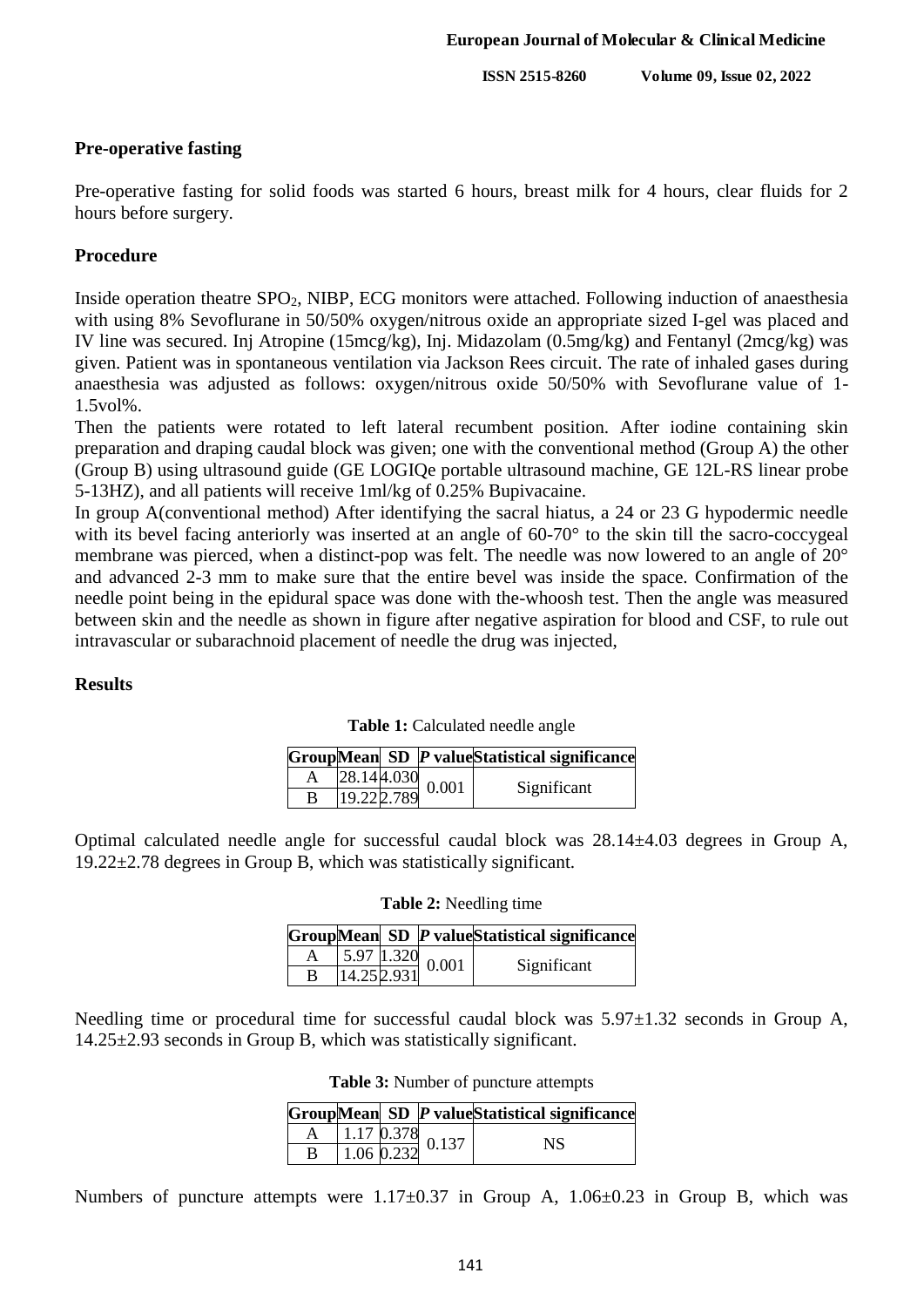### Pre-operative fasting

Pre-operative fasting for solid foods was started 6 hours, breast milk for 4 hours, clear fluids for 2 hours before surgery.

### Procedure

Inside operation theatre $SPO_2$, NIBP, ECG monitors were attached. Following induction of anaesthesia with using 8% Sevoflurane in 50/50% oxygen/nitrous oxide an appropriate sized I-gel was placed and IV line was secured. Inj Atropine (15mcg/kg), Inj. Midazolam (0.5mg/kg) and Fentanyl (2mcg/kg) was given. Patient was in spontaneous ventilation via Jackson Rees circuit. The rate of inhaled gases during anaesthesia was adjusted as follows: oxygen/nitrous oxide 50/50% with Sevoflurane value of 1-1.5vol%.

Then the patients were rotated to left lateral recumbent position. After iodine containing skin preparation and draping caudal block was given; one with the conventional method (Group A) the other (Group B) using ultrasound guide (GE LOGIQe portable ultrasound machine, GE 12L-RS linear probe 5-13HZ), and all patients will receive 1ml/kg of 0.25% Bupivacaine.

In group A(conventional method) After identifying the sacral hiatus, a 24 or 23 G hypodermic needle with its bevel facing anteriorly was inserted at an angle of 60-70° to the skin till the sacro-coccygeal membrane was pierced, when a distinct-pop was felt. The needle was now lowered to an angle of 20° and advanced 2-3 mm to make sure that the entire bevel was inside the space. Confirmation of the needle point being in the epidural space was done with the-whoosh test. Then the angle was measured between skin and the needle as shown in figure after negative aspiration for blood and CSF, to rule out intravascular or subarachnoid placement of needle the drug was injected,

### Results

**Table 1:** Calculated needle angle

| Group | Mean | SD | *P* value | Statistical significance |
|---|---|---|---|---|
| A | 28.14 | 4.030 | 0.001 | Significant |
| B | 19.22 | 2.789 | | |

Optimal calculated needle angle for successful caudal block was 28.14±4.03 degrees in Group A, 19.22±2.78 degrees in Group B, which was statistically significant.

**Table 2:** Needling time

| Group | Mean | SD | *P* value | Statistical significance |
|---|---|---|---|---|
| A | 5.97 | 1.320 | 0.001 | Significant |
| B | 14.25 | 2.931 | | |

Needling time or procedural time for successful caudal block was 5.97±1.32 seconds in Group A, 14.25±2.93 seconds in Group B, which was statistically significant.

**Table 3:** Number of puncture attempts

| Group | Mean | SD | *P* value | Statistical significance |
|---|---|---|---|---|
| A | 1.17 | 0.378 | 0.137 | NS |
| B | 1.06 | 0.232 | | |

Numbers of puncture attempts were 1.17±0.37 in Group A, 1.06±0.23 in Group B, which was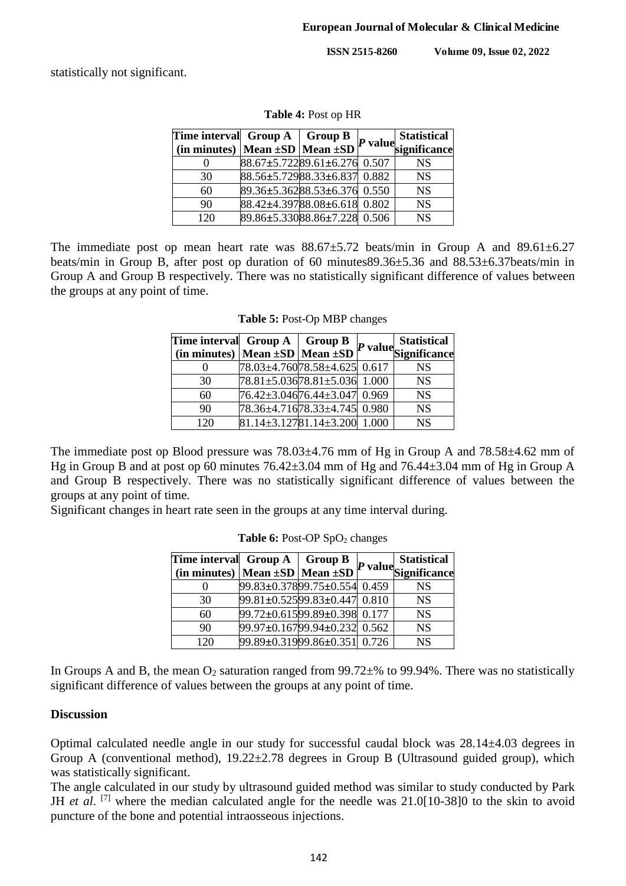statistically not significant.

**Table 4:** Post op HR

| Time interval (in minutes) | Group A Mean ±SD | Group B Mean ±SD | *P* value | Statistical significance |
|---|---|---|---|---|
| 0 | 88.67±5.722 | 89.61±6.276 | 0.507 | NS |
| 30 | 88.56±5.729 | 88.33±6.837 | 0.882 | NS |
| 60 | 89.36±5.362 | 88.53±6.376 | 0.550 | NS |
| 90 | 88.42±4.397 | 88.08±6.618 | 0.802 | NS |
| 120 | 89.86±5.330 | 88.86±7.228 | 0.506 | NS |

The immediate post op mean heart rate was 88.67±5.72 beats/min in Group A and 89.61±6.27 beats/min in Group B, after post op duration of 60 minutes89.36±5.36 and 88.53±6.37beats/min in Group A and Group B respectively. There was no statistically significant difference of values between the groups at any point of time.

**Table 5:** Post-Op MBP changes

| Time interval (in minutes) | Group A Mean ±SD | Group B Mean ±SD | *P* value | Statistical Significance |
|---|---|---|---|---|
| 0 | 78.03±4.760 | 78.58±4.625 | 0.617 | NS |
| 30 | 78.81±5.036 | 78.81±5.036 | 1.000 | NS |
| 60 | 76.42±3.046 | 76.44±3.047 | 0.969 | NS |
| 90 | 78.36±4.716 | 78.33±4.745 | 0.980 | NS |
| 120 | 81.14±3.127 | 81.14±3.200 | 1.000 | NS |

The immediate post op Blood pressure was 78.03±4.76 mm of Hg in Group A and 78.58±4.62 mm of Hg in Group B and at post op 60 minutes 76.42±3.04 mm of Hg and 76.44±3.04 mm of Hg in Group A and Group B respectively. There was no statistically significant difference of values between the groups at any point of time.
Significant changes in heart rate seen in the groups at any time interval during.

**Table 6:** Post-OP $SpO_2$ changes

| Time interval (in minutes) | Group A Mean ±SD | Group B Mean ±SD | *P* value | Statistical Significance |
|---|---|---|---|---|
| 0 | 99.83±0.378 | 99.75±0.554 | 0.459 | NS |
| 30 | 99.81±0.525 | 99.83±0.447 | 0.810 | NS |
| 60 | 99.72±0.615 | 99.89±0.398 | 0.177 | NS |
| 90 | 99.97±0.167 | 99.94±0.232 | 0.562 | NS |
| 120 | 99.89±0.319 | 99.86±0.351 | 0.726 | NS |

In Groups A and B, the mean $O_2$ saturation ranged from 99.72±% to 99.94%. There was no statistically significant difference of values between the groups at any point of time.

## Discussion

Optimal calculated needle angle in our study for successful caudal block was 28.14±4.03 degrees in Group A (conventional method), 19.22±2.78 degrees in Group B (Ultrasound guided group), which was statistically significant.
The angle calculated in our study by ultrasound guided method was similar to study conducted by Park JH *et al*. [7] where the median calculated angle for the needle was 21.0[10-38]0 to the skin to avoid puncture of the bone and potential intraosseous injections.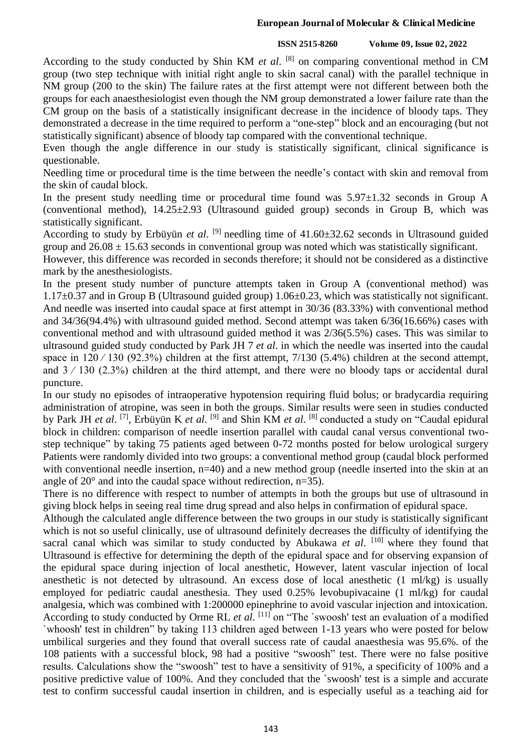According to the study conducted by Shin KM *et al*. [8] on comparing conventional method in CM group (two step technique with initial right angle to skin sacral canal) with the parallel technique in NM group (200 to the skin) The failure rates at the first attempt were not different between both the groups for each anaesthesiologist even though the NM group demonstrated a lower failure rate than the CM group on the basis of a statistically insignificant decrease in the incidence of bloody taps. They demonstrated a decrease in the time required to perform a "one-step" block and an encouraging (but not statistically significant) absence of bloody tap compared with the conventional technique.

Even though the angle difference in our study is statistically significant, clinical significance is questionable.

Needling time or procedural time is the time between the needle's contact with skin and removal from the skin of caudal block.

In the present study needling time or procedural time found was 5.97±1.32 seconds in Group A (conventional method), 14.25±2.93 (Ultrasound guided group) seconds in Group B, which was statistically significant.

According to study by Erbüyün *et al*. [9] needling time of 41.60±32.62 seconds in Ultrasound guided group and 26.08 ± 15.63 seconds in conventional group was noted which was statistically significant.

However, this difference was recorded in seconds therefore; it should not be considered as a distinctive mark by the anesthesiologists.

In the present study number of puncture attempts taken in Group A (conventional method) was 1.17±0.37 and in Group B (Ultrasound guided group) 1.06±0.23, which was statistically not significant. And needle was inserted into caudal space at first attempt in 30/36 (83.33%) with conventional method and 34/36(94.4%) with ultrasound guided method. Second attempt was taken 6/36(16.66%) cases with conventional method and with ultrasound guided method it was 2/36(5.5%) cases. This was similar to ultrasound guided study conducted by Park JH 7 *et al*. in which the needle was inserted into the caudal space in 120 ⁄ 130 (92.3%) children at the first attempt, 7/130 (5.4%) children at the second attempt, and 3 ⁄ 130 (2.3%) children at the third attempt, and there were no bloody taps or accidental dural puncture.

In our study no episodes of intraoperative hypotension requiring fluid bolus; or bradycardia requiring administration of atropine, was seen in both the groups. Similar results were seen in studies conducted by Park JH *et al*. [7], Erbüyün K *et al*. [9] and Shin KM *et al*. [8] conducted a study on "Caudal epidural block in children: comparison of needle insertion parallel with caudal canal versus conventional two-step technique" by taking 75 patients aged between 0-72 months posted for below urological surgery Patients were randomly divided into two groups: a conventional method group (caudal block performed with conventional needle insertion, n=40) and a new method group (needle inserted into the skin at an angle of 20° and into the caudal space without redirection, n=35).

There is no difference with respect to number of attempts in both the groups but use of ultrasound in giving block helps in seeing real time drug spread and also helps in confirmation of epidural space.

Although the calculated angle difference between the two groups in our study is statistically significant which is not so useful clinically, use of ultrasound definitely decreases the difficulty of identifying the sacral canal which was similar to study conducted by Abukawa *et al*. [10] where they found that Ultrasound is effective for determining the depth of the epidural space and for observing expansion of the epidural space during injection of local anesthetic, However, latent vascular injection of local anesthetic is not detected by ultrasound. An excess dose of local anesthetic (1 ml/kg) is usually employed for pediatric caudal anesthesia. They used 0.25% levobupivacaine (1 ml/kg) for caudal analgesia, which was combined with 1:200000 epinephrine to avoid vascular injection and intoxication. According to study conducted by Orme RL *et al*. [11] on "The `swoosh' test an evaluation of a modified `whoosh' test in children" by taking 113 children aged between 1-13 years who were posted for below umbilical surgeries and they found that overall success rate of caudal anaesthesia was 95.6%. of the 108 patients with a successful block, 98 had a positive "swoosh" test. There were no false positive results. Calculations show the "swoosh" test to have a sensitivity of 91%, a specificity of 100% and a positive predictive value of 100%. And they concluded that the `swoosh' test is a simple and accurate test to confirm successful caudal insertion in children, and is especially useful as a teaching aid for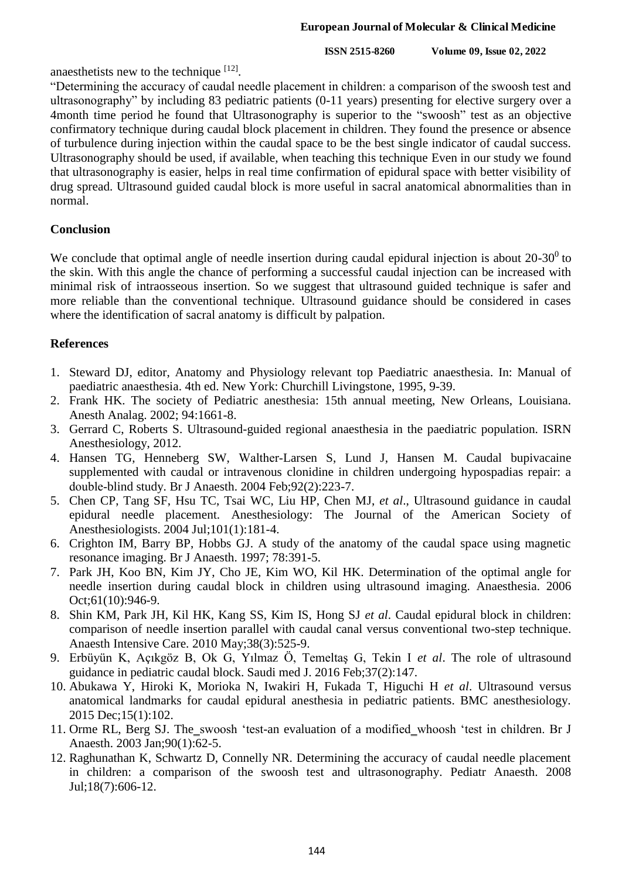anaesthetists new to the technique [12].

"Determining the accuracy of caudal needle placement in children: a comparison of the swoosh test and ultrasonography" by including 83 pediatric patients (0-11 years) presenting for elective surgery over a 4month time period he found that Ultrasonography is superior to the "swoosh" test as an objective confirmatory technique during caudal block placement in children. They found the presence or absence of turbulence during injection within the caudal space to be the best single indicator of caudal success. Ultrasonography should be used, if available, when teaching this technique Even in our study we found that ultrasonography is easier, helps in real time confirmation of epidural space with better visibility of drug spread. Ultrasound guided caudal block is more useful in sacral anatomical abnormalities than in normal.

## Conclusion

We conclude that optimal angle of needle insertion during caudal epidural injection is about $20\text{-}30^0$ to the skin. With this angle the chance of performing a successful caudal injection can be increased with minimal risk of intraosseous insertion. So we suggest that ultrasound guided technique is safer and more reliable than the conventional technique. Ultrasound guidance should be considered in cases where the identification of sacral anatomy is difficult by palpation.

## References

1. Steward DJ, editor, Anatomy and Physiology relevant top Paediatric anaesthesia. In: Manual of paediatric anaesthesia. 4th ed. New York: Churchill Livingstone, 1995, 9-39.
2. Frank HK. The society of Pediatric anesthesia: 15th annual meeting, New Orleans, Louisiana. Anesth Analag. 2002; 94:1661-8.
3. Gerrard C, Roberts S. Ultrasound-guided regional anaesthesia in the paediatric population. ISRN Anesthesiology, 2012.
4. Hansen TG, Henneberg SW, Walther-Larsen S, Lund J, Hansen M. Caudal bupivacaine supplemented with caudal or intravenous clonidine in children undergoing hypospadias repair: a double-blind study. Br J Anaesth. 2004 Feb;92(2):223-7.
5. Chen CP, Tang SF, Hsu TC, Tsai WC, Liu HP, Chen MJ, *et al*., Ultrasound guidance in caudal epidural needle placement. Anesthesiology: The Journal of the American Society of Anesthesiologists. 2004 Jul;101(1):181-4.
6. Crighton IM, Barry BP, Hobbs GJ. A study of the anatomy of the caudal space using magnetic resonance imaging. Br J Anaesth. 1997; 78:391-5.
7. Park JH, Koo BN, Kim JY, Cho JE, Kim WO, Kil HK. Determination of the optimal angle for needle insertion during caudal block in children using ultrasound imaging. Anaesthesia. 2006 Oct;61(10):946-9.
8. Shin KM, Park JH, Kil HK, Kang SS, Kim IS, Hong SJ *et al*. Caudal epidural block in children: comparison of needle insertion parallel with caudal canal versus conventional two-step technique. Anaesth Intensive Care. 2010 May;38(3):525-9.
9. Erbüyün K, Açıkgöz B, Ok G, Yılmaz Ö, Temeltaş G, Tekin I *et al*. The role of ultrasound guidance in pediatric caudal block. Saudi med J. 2016 Feb;37(2):147.
10. Abukawa Y, Hiroki K, Morioka N, Iwakiri H, Fukada T, Higuchi H *et al*. Ultrasound versus anatomical landmarks for caudal epidural anesthesia in pediatric patients. BMC anesthesiology. 2015 Dec;15(1):102.
11. Orme RL, Berg SJ. The_swoosh 'test-an evaluation of a modified_whoosh 'test in children. Br J Anaesth. 2003 Jan;90(1):62-5.
12. Raghunathan K, Schwartz D, Connelly NR. Determining the accuracy of caudal needle placement in children: a comparison of the swoosh test and ultrasonography. Pediatr Anaesth. 2008 Jul;18(7):606-12.